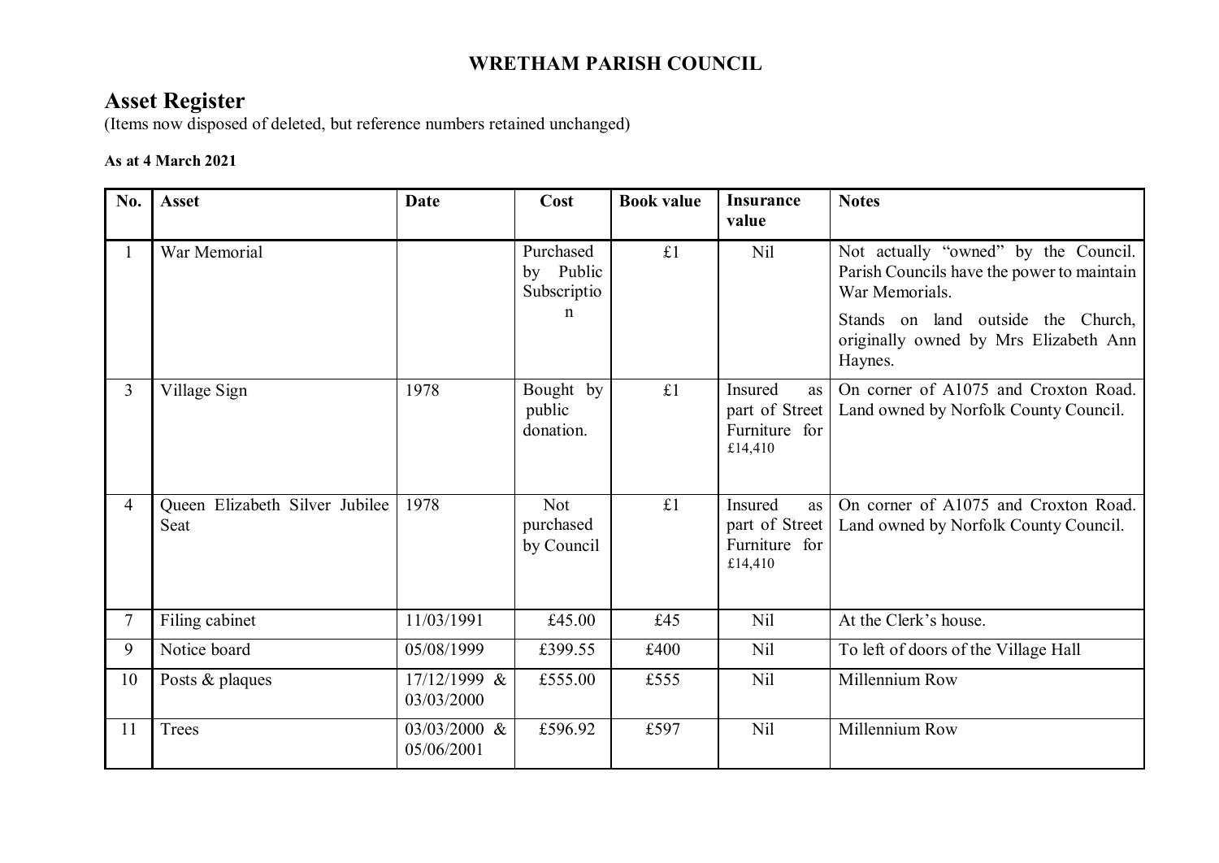# WRETHAM PARISH COUNCIL

## Asset Register

(Items now disposed of deleted, but reference numbers retained unchanged)

**As at 4 March 2021**

| No. | Asset | Date | Cost | Book value | Insurance value | Notes |
|---|---|---|---|---|---|---|
| 1 | War Memorial | | Purchased by Public Subscription | £1 | Nil | Not actually "owned" by the Council. Parish Councils have the power to maintain War Memorials.<br>Stands on land outside the Church, originally owned by Mrs Elizabeth Ann Haynes. |
| 3 | Village Sign | 1978 | Bought by public donation. | £1 | Insured as part of Street Furniture for £14,410 | On corner of A1075 and Croxton Road. Land owned by Norfolk County Council. |
| 4 | Queen Elizabeth Silver Jubilee Seat | 1978 | Not purchased by Council | £1 | Insured as part of Street Furniture for £14,410 | On corner of A1075 and Croxton Road. Land owned by Norfolk County Council. |
| 7 | Filing cabinet | 11/03/1991 | £45.00 | £45 | Nil | At the Clerk's house. |
| 9 | Notice board | 05/08/1999 | £399.55 | £400 | Nil | To left of doors of the Village Hall |
| 10 | Posts & plaques | 17/12/1999 & 03/03/2000 | £555.00 | £555 | Nil | Millennium Row |
| 11 | Trees | 03/03/2000 & 05/06/2001 | £596.92 | £597 | Nil | Millennium Row |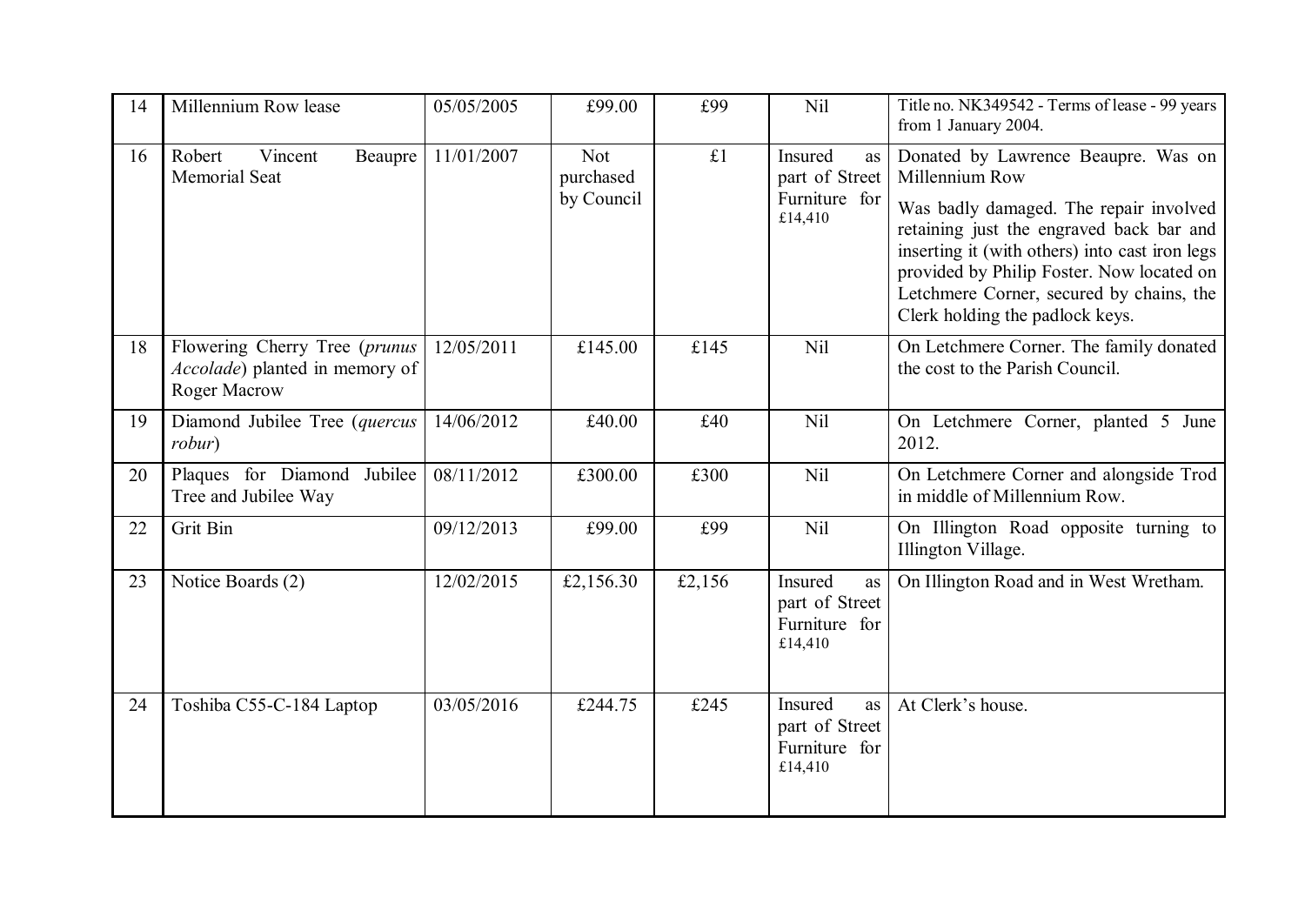| 14 | Millennium Row lease | 05/05/2005 | £99.00 | £99 | Nil | Title no. NK349542 - Terms of lease - 99 years from 1 January 2004. |
|---|---|---|---|---|---|---|
| 16 | Robert Vincent Beaupre Memorial Seat | 11/01/2007 | Not purchased by Council | £1 | Insured as part of Street Furniture for £14,410 | Donated by Lawrence Beaupre. Was on Millennium Row<br><br>Was badly damaged. The repair involved retaining just the engraved back bar and inserting it (with others) into cast iron legs provided by Philip Foster. Now located on Letchmere Corner, secured by chains, the Clerk holding the padlock keys. |
| 18 | Flowering Cherry Tree (*prunus Accolade*) planted in memory of Roger Macrow | 12/05/2011 | £145.00 | £145 | Nil | On Letchmere Corner. The family donated the cost to the Parish Council. |
| 19 | Diamond Jubilee Tree (*quercus robur*) | 14/06/2012 | £40.00 | £40 | Nil | On Letchmere Corner, planted 5 June 2012. |
| 20 | Plaques for Diamond Jubilee Tree and Jubilee Way | 08/11/2012 | £300.00 | £300 | Nil | On Letchmere Corner and alongside Trod in middle of Millennium Row. |
| 22 | Grit Bin | 09/12/2013 | £99.00 | £99 | Nil | On Illington Road opposite turning to Illington Village. |
| 23 | Notice Boards (2) | 12/02/2015 | £2,156.30 | £2,156 | Insured as part of Street Furniture for £14,410 | On Illington Road and in West Wretham. |
| 24 | Toshiba C55-C-184 Laptop | 03/05/2016 | £244.75 | £245 | Insured as part of Street Furniture for £14,410 | At Clerk's house. |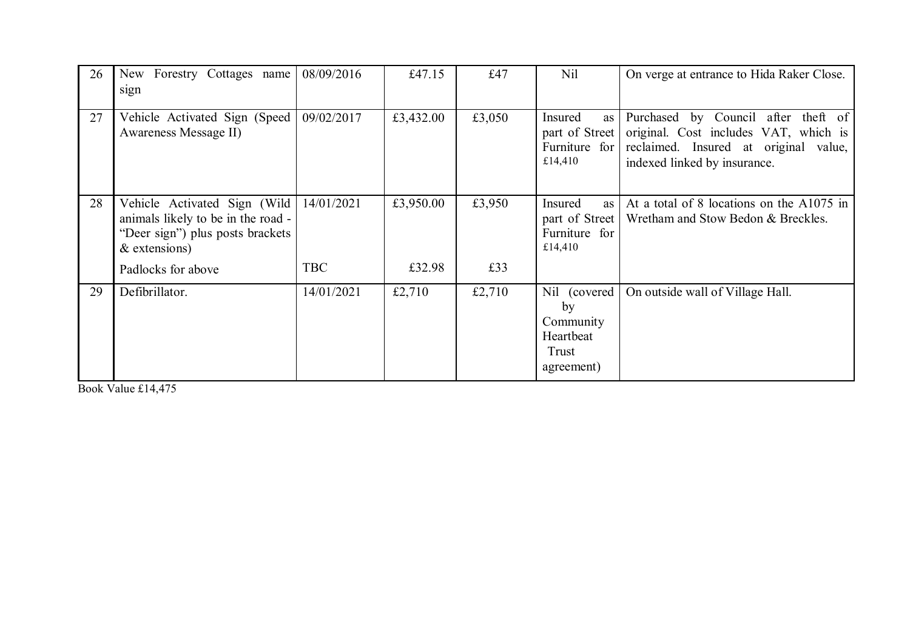| | | | | | | |
|---|---|---|---|---|---|---|
| 26 | New Forestry Cottages name sign | 08/09/2016 | £47.15 | £47 | Nil | On verge at entrance to Hida Raker Close. |
| 27 | Vehicle Activated Sign (Speed Awareness Message II) | 09/02/2017 | £3,432.00 | £3,050 | Insured as part of Street Furniture for £14,410 | Purchased by Council after theft of original. Cost includes VAT, which is reclaimed. Insured at original value, indexed linked by insurance. |
| 28 | Vehicle Activated Sign (Wild animals likely to be in the road - "Deer sign") plus posts brackets & extensions) | 14/01/2021 | £3,950.00 | £3,950 | Insured as part of Street Furniture for £14,410 | At a total of 8 locations on the A1075 in Wretham and Stow Bedon & Breckles. |
| | Padlocks for above | TBC | £32.98 | £33 | | |
| 29 | Defibrillator. | 14/01/2021 | £2,710 | £2,710 | Nil (covered by Community Heartbeat Trust agreement) | On outside wall of Village Hall. |

Book Value £14,475